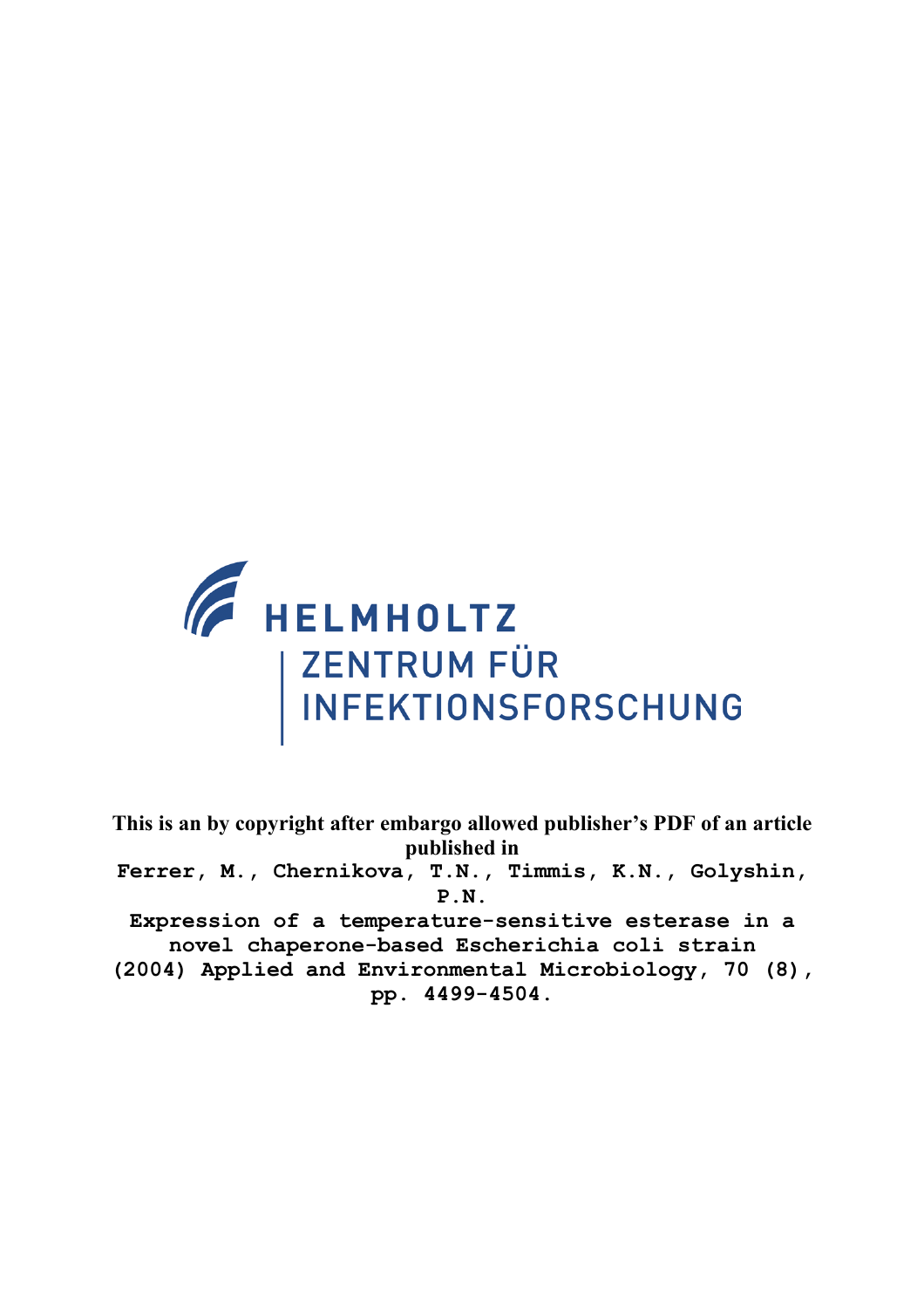HELMHOLTZ
ZENTRUM FÜR
INFEKTIONSFORSCHUNG

**This is an by copyright after embargo allowed publisher's PDF of an article published in**

Ferrer, M., Chernikova, T.N., Timmis, K.N., Golyshin, P.N.

Expression of a temperature-sensitive esterase in a novel chaperone-based Escherichia coli strain

(2004) Applied and Environmental Microbiology, 70 (8), pp. 4499-4504.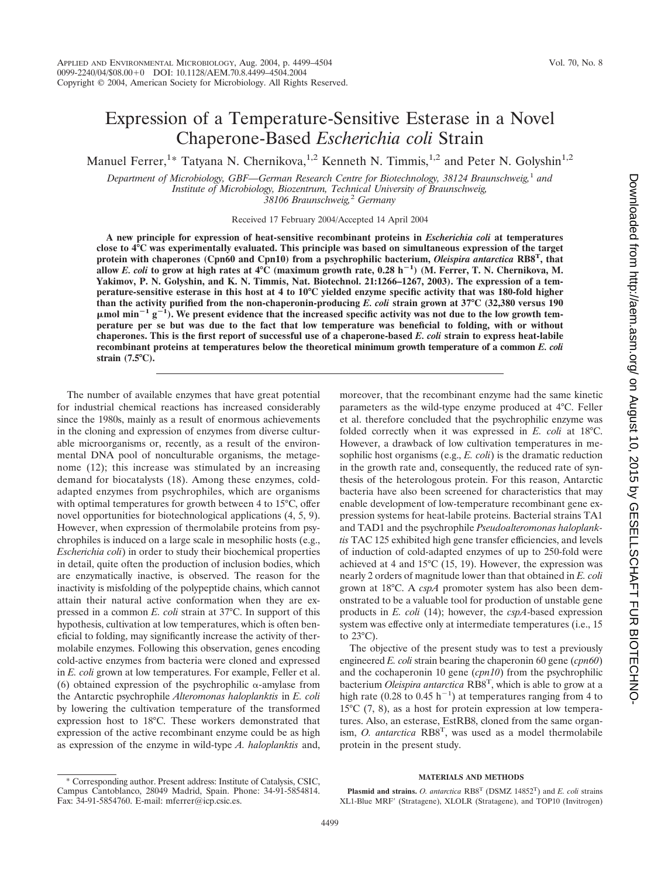# Expression of a Temperature-Sensitive Esterase in a Novel Chaperone-Based *Escherichia coli* Strain

Manuel Ferrer,[1*] Tatyana N. Chernikova,[1,2] Kenneth N. Timmis,[1,2] and Peter N. Golyshin[1,2]

*Department of Microbiology, GBF—German Research Centre for Biotechnology, 38124 Braunschweig,[1] and Institute of Microbiology, Biozentrum, Technical University of Braunschweig, 38106 Braunschweig,[2] Germany*

Received 17 February 2004/Accepted 14 April 2004

**A new principle for expression of heat-sensitive recombinant proteins in *Escherichia coli* at temperatures close to 4°C was experimentally evaluated. This principle was based on simultaneous expression of the target protein with chaperones (Cpn60 and Cpn10) from a psychrophilic bacterium, *Oleispira antarctica* RB8[T], that allow *E. coli* to grow at high rates at 4°C (maximum growth rate, 0.28 $h^{-1}$) (M. Ferrer, T. N. Chernikova, M. Yakimov, P. N. Golyshin, and K. N. Timmis, Nat. Biotechnol. 21:1266–1267, 2003). The expression of a temperature-sensitive esterase in this host at 4 to 10°C yielded enzyme specific activity that was 180-fold higher than the activity purified from the non-chaperonin-producing *E. coli* strain grown at 37°C (32,380 versus 190 μmol $min^{-1}$ $g^{-1}$). We present evidence that the increased specific activity was not due to the low growth temperature per se but was due to the fact that low temperature was beneficial to folding, with or without chaperones. This is the first report of successful use of a chaperone-based *E. coli* strain to express heat-labile recombinant proteins at temperatures below the theoretical minimum growth temperature of a common *E. coli* strain (7.5°C).**

The number of available enzymes that have great potential for industrial chemical reactions has increased considerably since the 1980s, mainly as a result of enormous achievements in the cloning and expression of enzymes from diverse culturable microorganisms or, recently, as a result of the environmental DNA pool of nonculturable organisms, the metagenome (12); this increase was stimulated by an increasing demand for biocatalysts (18). Among these enzymes, cold-adapted enzymes from psychrophiles, which are organisms with optimal temperatures for growth between 4 to 15°C, offer novel opportunities for biotechnological applications (4, 5, 9). However, when expression of thermolabile proteins from psychrophiles is induced on a large scale in mesophilic hosts (e.g., *Escherichia coli*) in order to study their biochemical properties in detail, quite often the production of inclusion bodies, which are enzymatically inactive, is observed. The reason for the inactivity is misfolding of the polypeptide chains, which cannot attain their natural active conformation when they are expressed in a common *E. coli* strain at 37°C. In support of this hypothesis, cultivation at low temperatures, which is often beneficial to folding, may significantly increase the activity of thermolabile enzymes. Following this observation, genes encoding cold-active enzymes from bacteria were cloned and expressed in *E. coli* grown at low temperatures. For example, Feller et al. (6) obtained expression of the psychrophilic α-amylase from the Antarctic psychrophile *Alteromonas haloplanktis* in *E. coli* by lowering the cultivation temperature of the transformed expression host to 18°C. These workers demonstrated that expression of the active recombinant enzyme could be as high as expression of the enzyme in wild-type *A. haloplanktis* and, moreover, that the recombinant enzyme had the same kinetic parameters as the wild-type enzyme produced at 4°C. Feller et al. therefore concluded that the psychrophilic enzyme was folded correctly when it was expressed in *E. coli* at 18°C. However, a drawback of low cultivation temperatures in mesophilic host organisms (e.g., *E. coli*) is the dramatic reduction in the growth rate and, consequently, the reduced rate of synthesis of the heterologous protein. For this reason, Antarctic bacteria have also been screened for characteristics that may enable development of low-temperature recombinant gene expression systems for heat-labile proteins. Bacterial strains TA1 and TAD1 and the psychrophile *Pseudoalteromonas haloplanktis* TAC 125 exhibited high gene transfer efficiencies, and levels of induction of cold-adapted enzymes of up to 250-fold were achieved at 4 and 15°C (15, 19). However, the expression was nearly 2 orders of magnitude lower than that obtained in *E. coli* grown at 18°C. A *cspA* promoter system has also been demonstrated to be a valuable tool for production of unstable gene products in *E. coli* (14); however, the *cspA*-based expression system was effective only at intermediate temperatures (i.e., 15 to 23°C).

The objective of the present study was to test a previously engineered *E. coli* strain bearing the chaperonin 60 gene (*cpn60*) and the cochaperonin 10 gene (*cpn10*) from the psychrophilic bacterium *Oleispira antarctica* RB8[T], which is able to grow at a high rate (0.28 to 0.45 $h^{-1}$) at temperatures ranging from 4 to 15°C (7, 8), as a host for protein expression at low temperatures. Also, an esterase, EstRB8, cloned from the same organism, *O. antarctica* RB8[T], was used as a model thermolabile protein in the present study.

## MATERIALS AND METHODS

**Plasmid and strains.** *O. antarctica* RB8[T] (DSMZ 14852[T]) and *E. coli* strains XL1-Blue MRF′ (Stratagene), XLOLR (Stratagene), and TOP10 (Invitrogen)

\* Corresponding author. Present address: Institute of Catalysis, CSIC, Campus Cantoblanco, 28049 Madrid, Spain. Phone: 34-91-5854814. Fax: 34-91-5854760. E-mail: mferrer@icp.csic.es.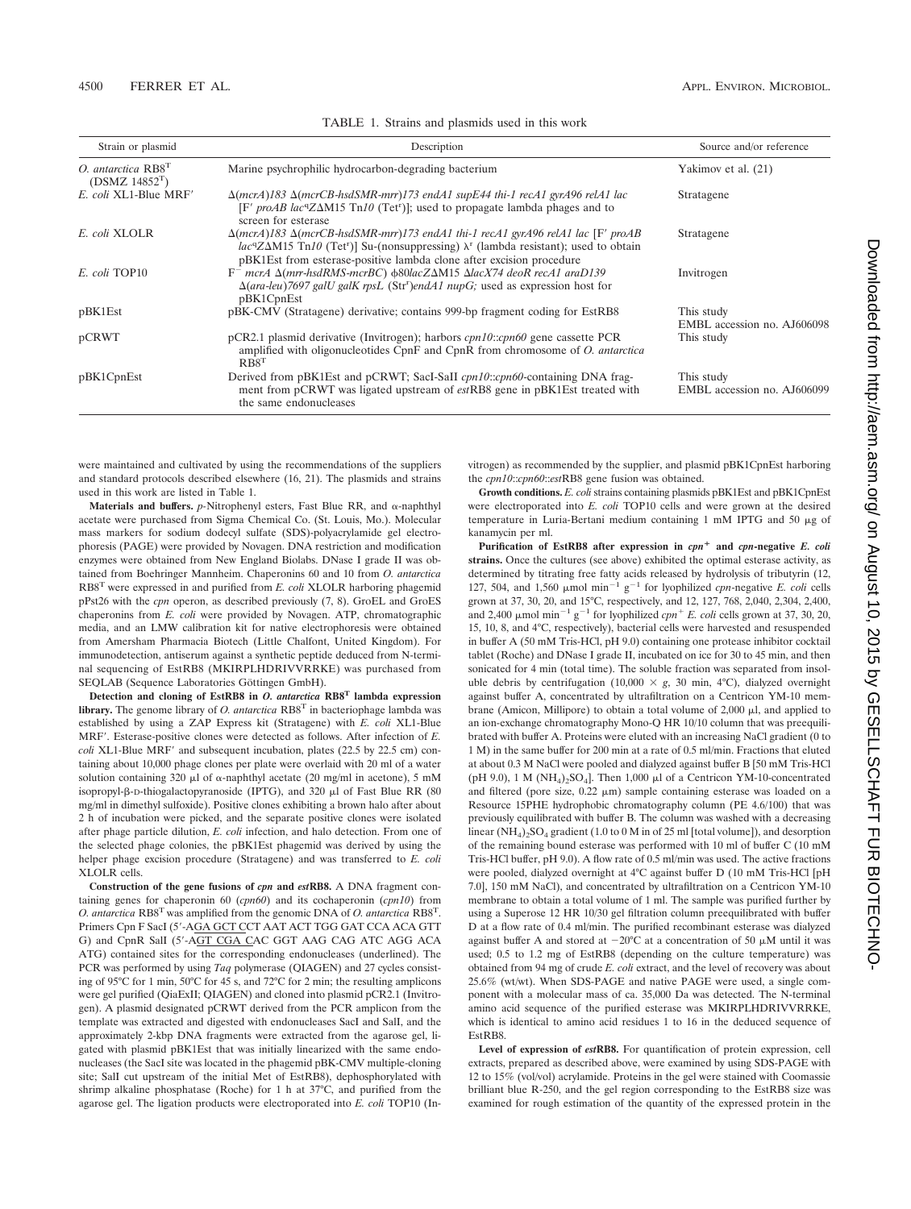TABLE 1. Strains and plasmids used in this work

| Strain or plasmid | Description | Source and/or reference |
|---|---|---|
| *O. antarctica* RB8[T] (DSMZ 14852[T]) | Marine psychrophilic hydrocarbon-degrading bacterium | Yakimov et al. (21) |
| *E. coli* XL1-Blue MRF′ | Δ(*mcrA*)*183* Δ(*mcrCB-hsdSMR-mrr*)*173 endA1 supE44 thi-1 recA1 gyrA96 relA1 lac* [F′ *proAB lac*$^q$ZΔM15 Tn*10* (Tet$^r$)]; used to propagate lambda phages and to screen for esterase | Stratagene |
| *E. coli* XLOLR | Δ(*mcrA*)*183* Δ(*mcrCB-hsdSMR-mrr*)*173 endA1 thi-1 recA1 gyrA96 relA1 lac* [F′ *proAB lac*$^q$ZΔM15 Tn*10* (Tet$^r$)] Su-(nonsuppressing) λ$^r$ (lambda resistant); used to obtain pBK1Est from esterase-positive lambda clone after excision procedure | Stratagene |
| *E. coli* TOP10 | F$^-$ *mcrA* Δ(*mrr-hsdRMS-mcrBC*) φ80*lacZ*ΔM15 Δ*lacX74 deoR recA1 araD139* Δ(*ara-leu*)*7697 galU galK rpsL* (Str$^r$)*endA1 nupG;* used as expression host for pBK1CpnEst | Invitrogen |
| pBK1Est | pBK-CMV (Stratagene) derivative; contains 999-bp fragment coding for EstRB8 | This study<br>EMBL accession no. AJ606098 |
| pCRWT | pCR2.1 plasmid derivative (Invitrogen); harbors *cpn10*::*cpn60* gene cassette PCR amplified with oligonucleotides CpnF and CpnR from chromosome of *O. antarctica* RB8[T] | This study |
| pBK1CpnEst | Derived from pBK1Est and pCRWT; SacI-SalI *cpn10*::*cpn60*-containing DNA fragment from pCRWT was ligated upstream of *est*RB8 gene in pBK1Est treated with the same endonucleases | This study<br>EMBL accession no. AJ606099 |

were maintained and cultivated by using the recommendations of the suppliers and standard protocols described elsewhere (16, 21). The plasmids and strains used in this work are listed in Table 1.

**Materials and buffers.** *p*-Nitrophenyl esters, Fast Blue RR, and α-naphthyl acetate were purchased from Sigma Chemical Co. (St. Louis, Mo.). Molecular mass markers for sodium dodecyl sulfate (SDS)-polyacrylamide gel electrophoresis (PAGE) were provided by Novagen. DNA restriction and modification enzymes were obtained from New England Biolabs. DNase I grade II was obtained from Boehringer Mannheim. Chaperonins 60 and 10 from *O. antarctica* RB8[T] were expressed in and purified from *E. coli* XLOLR harboring phagemid pPst26 with the *cpn* operon, as described previously (7, 8). GroEL and GroES chaperonins from *E. coli* were provided by Novagen. ATP, chromatographic media, and an LMW calibration kit for native electrophoresis were obtained from Amersham Pharmacia Biotech (Little Chalfont, United Kingdom). For immunodetection, antiserum against a synthetic peptide deduced from N-terminal sequencing of EstRB8 (MKIRPLHDRIVVRRKE) was purchased from SEQLAB (Sequence Laboratories Göttingen GmbH).

**Detection and cloning of EstRB8 in *O. antarctica* RB8[T] lambda expression library.** The genome library of *O. antarctica* RB8[T] in bacteriophage lambda was established by using a ZAP Express kit (Stratagene) with *E. coli* XL1-Blue MRF′. Esterase-positive clones were detected as follows. After infection of *E. coli* XL1-Blue MRF′ and subsequent incubation, plates (22.5 by 22.5 cm) containing about 10,000 phage clones per plate were overlaid with 20 ml of a water solution containing 320 μl of α-naphthyl acetate (20 mg/ml in acetone), 5 mM isopropyl-β-D-thiogalactopyranoside (IPTG), and 320 μl of Fast Blue RR (80 mg/ml in dimethyl sulfoxide). Positive clones exhibiting a brown halo after about 2 h of incubation were picked, and the separate positive clones were isolated after phage particle dilution, *E. coli* infection, and halo detection. From one of the selected phage colonies, the pBK1Est phagemid was derived by using the helper phage excision procedure (Stratagene) and was transferred to *E. coli* XLOLR cells.

**Construction of the gene fusions of *cpn* and *est*RB8.** A DNA fragment containing genes for chaperonin 60 (*cpn60*) and its cochaperonin (*cpn10*) from *O. antarctica* RB8[T] was amplified from the genomic DNA of *O. antarctica* RB8[T]. Primers Cpn F SacI (5′-AGA GCT CCT AAT ACT TGG GAT CCA ACA GTT G) and CpnR SalI (5′-AGT CGA CAC GGT AAG CAG ATC AGG ACA ATG) contained sites for the corresponding endonucleases (underlined). The PCR was performed by using *Taq* polymerase (QIAGEN) and 27 cycles consisting of 95°C for 1 min, 50°C for 45 s, and 72°C for 2 min; the resulting amplicons were gel purified (QiaExII; QIAGEN) and cloned into plasmid pCR2.1 (Invitrogen). A plasmid designated pCRWT derived from the PCR amplicon from the template was extracted and digested with endonucleases SacI and SalI, and the approximately 2-kbp DNA fragments were extracted from the agarose gel, ligated with plasmid pBK1Est that was initially linearized with the same endonucleases (the SacI site was located in the phagemid pBK-CMV multiple-cloning site; SalI cut upstream of the initial Met of EstRB8), dephosphorylated with shrimp alkaline phosphatase (Roche) for 1 h at 37°C, and purified from the agarose gel. The ligation products were electroporated into *E. coli* TOP10 (Invitrogen) as recommended by the supplier, and plasmid pBK1CpnEst harboring the *cpn10*::*cpn60*::*est*RB8 gene fusion was obtained.

**Growth conditions.** *E. coli* strains containing plasmids pBK1Est and pBK1CpnEst were electroporated into *E. coli* TOP10 cells and were grown at the desired temperature in Luria-Bertani medium containing 1 mM IPTG and 50 μg of kanamycin per ml.

**Purification of EstRB8 after expression in *cpn*$^+$ and *cpn*-negative *E. coli* strains.** Once the cultures (see above) exhibited the optimal esterase activity, as determined by titrating free fatty acids released by hydrolysis of tributyrin (12, 127, 504, and 1,560 μmol min$^{-1}$ g$^{-1}$ for lyophilized *cpn*-negative *E. coli* cells grown at 37, 30, 20, and 15°C, respectively, and 12, 127, 768, 2,040, 2,304, 2,400, and 2,400 μmol min$^{-1}$ g$^{-1}$ for lyophilized *cpn*$^+$ *E. coli* cells grown at 37, 30, 20, 15, 10, 8, and 4°C, respectively), bacterial cells were harvested and resuspended in buffer A (50 mM Tris-HCl, pH 9.0) containing one protease inhibitor cocktail tablet (Roche) and DNase I grade II, incubated on ice for 30 to 45 min, and then sonicated for 4 min (total time). The soluble fraction was separated from insoluble debris by centrifugation (10,000 × *g*, 30 min, 4°C), dialyzed overnight against buffer A, concentrated by ultrafiltration on a Centricon YM-10 membrane (Amicon, Millipore) to obtain a total volume of 2,000 μl, and applied to an ion-exchange chromatography Mono-Q HR 10/10 column that was preequilibrated with buffer A. Proteins were eluted with an increasing NaCl gradient (0 to 1 M) in the same buffer for 200 min at a rate of 0.5 ml/min. Fractions that eluted at about 0.3 M NaCl were pooled and dialyzed against buffer B [50 mM Tris-HCl (pH 9.0), 1 M $(NH_4)_2SO_4$]. Then 1,000 μl of a Centricon YM-10-concentrated and filtered (pore size, 0.22 μm) sample containing esterase was loaded on a Resource 15PHE hydrophobic chromatography column (PE 4.6/100) that was previously equilibrated with buffer B. The column was washed with a decreasing linear $(NH_4)_2SO_4$ gradient (1.0 to 0 M in of 25 ml [total volume]), and desorption of the remaining bound esterase was performed with 10 ml of buffer C (10 mM Tris-HCl buffer, pH 9.0). A flow rate of 0.5 ml/min was used. The active fractions were pooled, dialyzed overnight at 4°C against buffer D (10 mM Tris-HCl [pH 7.0], 150 mM NaCl), and concentrated by ultrafiltration on a Centricon YM-10 membrane to obtain a total volume of 1 ml. The sample was purified further by using a Superose 12 HR 10/30 gel filtration column preequilibrated with buffer D at a flow rate of 0.4 ml/min. The purified recombinant esterase was dialyzed against buffer A and stored at −20°C at a concentration of 50 μM until it was used; 0.5 to 1.2 mg of EstRB8 (depending on the culture temperature) was obtained from 94 mg of crude *E. coli* extract, and the level of recovery was about 25.6% (wt/wt). When SDS-PAGE and native PAGE were used, a single component with a molecular mass of ca. 35,000 Da was detected. The N-terminal amino acid sequence of the purified esterase was MKIRPLHDRIVVRRKE, which is identical to amino acid residues 1 to 16 in the deduced sequence of EstRB8.

**Level of expression of *est*RB8.** For quantification of protein expression, cell extracts, prepared as described above, were examined by using SDS-PAGE with 12 to 15% (vol/vol) acrylamide. Proteins in the gel were stained with Coomassie brilliant blue R-250, and the gel region corresponding to the EstRB8 size was examined for rough estimation of the quantity of the expressed protein in the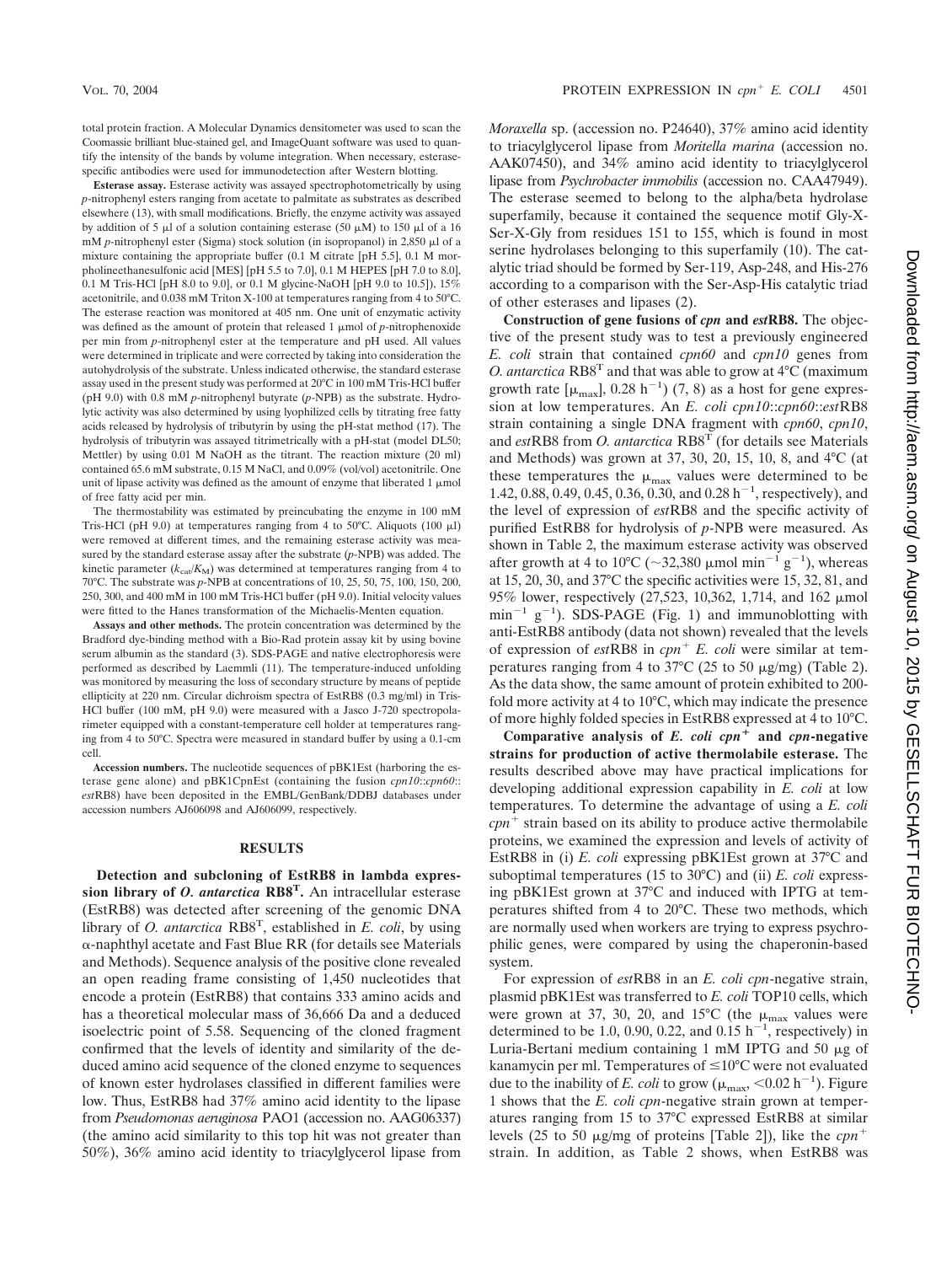total protein fraction. A Molecular Dynamics densitometer was used to scan the Coomassie brilliant blue-stained gel, and ImageQuant software was used to quantify the intensity of the bands by volume integration. When necessary, esterase-specific antibodies were used for immunodetection after Western blotting.

**Esterase assay.** Esterase activity was assayed spectrophotometrically by using *p*-nitrophenyl esters ranging from acetate to palmitate as substrates as described elsewhere (13), with small modifications. Briefly, the enzyme activity was assayed by addition of 5 μl of a solution containing esterase (50 μM) to 150 μl of a 16 mM *p*-nitrophenyl ester (Sigma) stock solution (in isopropanol) in 2,850 μl of a mixture containing the appropriate buffer (0.1 M citrate [pH 5.5], 0.1 M morpholineethanesulfonic acid [MES] [pH 5.5 to 7.0], 0.1 M HEPES [pH 7.0 to 8.0], 0.1 M Tris-HCl [pH 8.0 to 9.0], or 0.1 M glycine-NaOH [pH 9.0 to 10.5]), 15% acetonitrile, and 0.038 mM Triton X-100 at temperatures ranging from 4 to 50°C. The esterase reaction was monitored at 405 nm. One unit of enzymatic activity was defined as the amount of protein that released 1 μmol of *p*-nitrophenoxide per min from *p*-nitrophenyl ester at the temperature and pH used. All values were determined in triplicate and were corrected by taking into consideration the autohydrolysis of the substrate. Unless indicated otherwise, the standard esterase assay used in the present study was performed at 20°C in 100 mM Tris-HCl buffer (pH 9.0) with 0.8 mM *p*-nitrophenyl butyrate (*p*-NPB) as the substrate. Hydrolytic activity was also determined by using lyophilized cells by titrating free fatty acids released by hydrolysis of tributyrin by using the pH-stat method (17). The hydrolysis of tributyrin was assayed titrimetrically with a pH-stat (model DL50; Mettler) by using 0.01 M NaOH as the titrant. The reaction mixture (20 ml) contained 65.6 mM substrate, 0.15 M NaCl, and 0.09% (vol/vol) acetonitrile. One unit of lipase activity was defined as the amount of enzyme that liberated 1 μmol of free fatty acid per min.

The thermostability was estimated by preincubating the enzyme in 100 mM Tris-HCl (pH 9.0) at temperatures ranging from 4 to 50°C. Aliquots (100 μl) were removed at different times, and the remaining esterase activity was measured by the standard esterase assay after the substrate (*p*-NPB) was added. The kinetic parameter ($k_{cat}/K_M$) was determined at temperatures ranging from 4 to 70°C. The substrate was *p*-NPB at concentrations of 10, 25, 50, 75, 100, 150, 200, 250, 300, and 400 mM in 100 mM Tris-HCl buffer (pH 9.0). Initial velocity values were fitted to the Hanes transformation of the Michaelis-Menten equation.

**Assays and other methods.** The protein concentration was determined by the Bradford dye-binding method with a Bio-Rad protein assay kit by using bovine serum albumin as the standard (3). SDS-PAGE and native electrophoresis were performed as described by Laemmli (11). The temperature-induced unfolding was monitored by measuring the loss of secondary structure by means of peptide ellipticity at 220 nm. Circular dichroism spectra of EstRB8 (0.3 mg/ml) in Tris-HCl buffer (100 mM, pH 9.0) were measured with a Jasco J-720 spectropolarimeter equipped with a constant-temperature cell holder at temperatures ranging from 4 to 50°C. Spectra were measured in standard buffer by using a 0.1-cm cell.

**Accession numbers.** The nucleotide sequences of pBK1Est (harboring the esterase gene alone) and pBK1CpnEst (containing the fusion *cpn10*::*cpn60*::*est*RB8) have been deposited in the EMBL/GenBank/DDBJ databases under accession numbers AJ606098 and AJ606099, respectively.

## RESULTS

**Detection and subcloning of EstRB8 in lambda expression library of *O. antarctica* RB8$^T$.** An intracellular esterase (EstRB8) was detected after screening of the genomic DNA library of *O. antarctica* RB8$^T$, established in *E. coli*, by using α-naphthyl acetate and Fast Blue RR (for details see Materials and Methods). Sequence analysis of the positive clone revealed an open reading frame consisting of 1,450 nucleotides that encode a protein (EstRB8) that contains 333 amino acids and has a theoretical molecular mass of 36,666 Da and a deduced isoelectric point of 5.58. Sequencing of the cloned fragment confirmed that the levels of identity and similarity of the deduced amino acid sequence of the cloned enzyme to sequences of known ester hydrolases classified in different families were low. Thus, EstRB8 had 37% amino acid identity to the lipase from *Pseudomonas aeruginosa* PAO1 (accession no. AAG06337) (the amino acid similarity to this top hit was not greater than 50%), 36% amino acid identity to triacylglycerol lipase from *Moraxella* sp. (accession no. P24640), 37% amino acid identity to triacylglycerol lipase from *Moritella marina* (accession no. AAK07450), and 34% amino acid identity to triacylglycerol lipase from *Psychrobacter immobilis* (accession no. CAA47949). The esterase seemed to belong to the alpha/beta hydrolase superfamily, because it contained the sequence motif Gly-X-Ser-X-Gly from residues 151 to 155, which is found in most serine hydrolases belonging to this superfamily (10). The catalytic triad should be formed by Ser-119, Asp-248, and His-276 according to a comparison with the Ser-Asp-His catalytic triad of other esterases and lipases (2).

**Construction of gene fusions of *cpn* and *est*RB8.** The objective of the present study was to test a previously engineered *E. coli* strain that contained *cpn60* and *cpn10* genes from *O. antarctica* RB8$^T$ and that was able to grow at 4°C (maximum growth rate [$\mu_{max}$], 0.28 h$^{-1}$) (7, 8) as a host for gene expression at low temperatures. An *E. coli cpn10*::*cpn60*::*est*RB8 strain containing a single DNA fragment with *cpn60*, *cpn10*, and *est*RB8 from *O. antarctica* RB8$^T$ (for details see Materials and Methods) was grown at 37, 30, 20, 15, 10, 8, and 4°C (at these temperatures the $\mu_{max}$ values were determined to be 1.42, 0.88, 0.49, 0.45, 0.36, 0.30, and 0.28 h$^{-1}$, respectively), and the level of expression of *est*RB8 and the specific activity of purified EstRB8 for hydrolysis of *p*-NPB were measured. As shown in Table 2, the maximum esterase activity was observed after growth at 4 to 10°C (~32,380 μmol min$^{-1}$ g$^{-1}$), whereas at 15, 20, 30, and 37°C the specific activities were 15, 32, 81, and 95% lower, respectively (27,523, 10,362, 1,714, and 162 μmol min$^{-1}$ g$^{-1}$). SDS-PAGE (Fig. 1) and immunoblotting with anti-EstRB8 antibody (data not shown) revealed that the levels of expression of *est*RB8 in *cpn*$^+$ *E. coli* were similar at temperatures ranging from 4 to 37°C (25 to 50 μg/mg) (Table 2). As the data show, the same amount of protein exhibited to 200-fold more activity at 4 to 10°C, which may indicate the presence of more highly folded species in EstRB8 expressed at 4 to 10°C.

**Comparative analysis of *E. coli cpn*$^+$ and *cpn*-negative strains for production of active thermolabile esterase.** The results described above may have practical implications for developing additional expression capability in *E. coli* at low temperatures. To determine the advantage of using a *E. coli cpn*$^+$ strain based on its ability to produce active thermolabile proteins, we examined the expression and levels of activity of EstRB8 in (i) *E. coli* expressing pBK1Est grown at 37°C and suboptimal temperatures (15 to 30°C) and (ii) *E. coli* expressing pBK1Est grown at 37°C and induced with IPTG at temperatures shifted from 4 to 20°C. These two methods, which are normally used when workers are trying to express psychrophilic genes, were compared by using the chaperonin-based system.

For expression of *est*RB8 in an *E. coli cpn*-negative strain, plasmid pBK1Est was transferred to *E. coli* TOP10 cells, which were grown at 37, 30, 20, and 15°C (the $\mu_{max}$ values were determined to be 1.0, 0.90, 0.22, and 0.15 h$^{-1}$, respectively) in Luria-Bertani medium containing 1 mM IPTG and 50 μg of kanamycin per ml. Temperatures of ≤10°C were not evaluated due to the inability of *E. coli* to grow ($\mu_{max}$, <0.02 h$^{-1}$). Figure 1 shows that the *E. coli cpn*-negative strain grown at temperatures ranging from 15 to 37°C expressed EstRB8 at similar levels (25 to 50 μg/mg of proteins [Table 2]), like the *cpn*$^+$ strain. In addition, as Table 2 shows, when EstRB8 was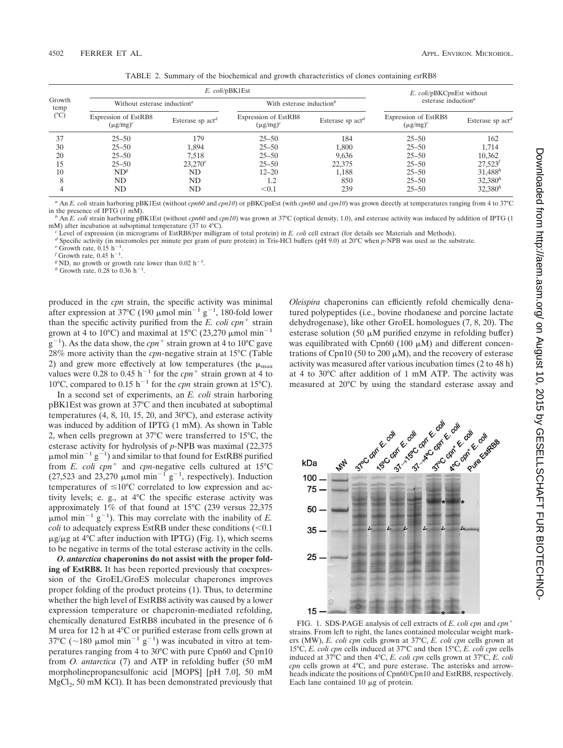TABLE 2. Summary of the biochemical and growth characteristics of clones containing *est*RB8

| Growth temp (°C) | *E. coli*/pBK1Est | | | | *E. coli*/pBKCpnEst without esterase induction[a] | |
|---|---|---|---|---|---|---|
| | Without esterase induction[a] | | With esterase induction[b] | | | |
| | Expression of EstRB8 (μg/mg)[c] | Esterase sp act[d] | Expression of EstRB8 (μg/mg)[c] | Esterase sp act[d] | Expression of EstRB8 (μg/mg)[c] | Esterase sp act[d] |
| 37 | 25–50 | 179 | 25–50 | 184 | 25–50 | 162 |
| 30 | 25–50 | 1,894 | 25–50 | 1,800 | 25–50 | 1,714 |
| 20 | 25–50 | 7,518 | 25–50 | 9,636 | 25–50 | 10,362 |
| 15 | 25–50 | 23,270[e] | 25–50 | 22,375 | 25–50 | 27,523[f] |
| 10 | ND[g] | ND | 12–20 | 1,188 | 25–50 | 31,488[h] |
| 8 | ND | ND | 1.2 | 850 | 25–50 | 32,380[h] |
| 4 | ND | ND | <0.1 | 239 | 25–50 | 32,380[h] |

[a] An *E. coli* strain harboring pBK1Est (without *cpn60* and *cpn10*) or pBKCpnEst (with *cpn60* and *cpn10*) was grown directly at temperatures ranging from 4 to 37°C in the presence of IPTG (1 mM).

[b] An *E. coli* strain harboring pBK1Est (without *cpn60* and *cpn10*) was grown at 37°C (optical density, 1.0), and esterase activity was induced by addition of IPTG (1 mM) after incubation at suboptimal temperature (37 to 4°C).

[c] Level of expression (in micrograms of EstRB8/per milligram of total protein) in *E. coli* cell extract (for details see Materials and Methods).

[d] Specific activity (in micromoles per minute per gram of pure protein) in Tris-HCl buffers (pH 9.0) at 20°C when *p*-NPB was used as the substrate.

[e] Growth rate, 0.15 $h^{-1}$.

[f] Growth rate, 0.45 $h^{-1}$.

[g] ND, no growth or growth rate lower than 0.02 $h^{-1}$.

[h] Growth rate, 0.28 to 0.36 $h^{-1}$.

produced in the *cpn* strain, the specific activity was minimal after expression at 37°C (190 μmol $min^{-1}$ $g^{-1}$, 180-fold lower than the specific activity purified from the *E. coli cpn*$^+$ strain grown at 4 to 10°C) and maximal at 15°C (23,270 μmol $min^{-1}$ $g^{-1}$). As the data show, the *cpn*$^+$ strain grown at 4 to 10°C gave 28% more activity than the *cpn*-negative strain at 15°C (Table 2) and grew more effectively at low temperatures (the $\mu_{max}$ values were 0.28 to 0.45 $h^{-1}$ for the *cpn*$^+$ strain grown at 4 to 10°C, compared to 0.15 $h^{-1}$ for the *cpn* strain grown at 15°C).

In a second set of experiments, an *E. coli* strain harboring pBK1Est was grown at 37°C and then incubated at suboptimal temperatures (4, 8, 10, 15, 20, and 30°C), and esterase activity was induced by addition of IPTG (1 mM). As shown in Table 2, when cells pregrown at 37°C were transferred to 15°C, the esterase activity for hydrolysis of *p*-NPB was maximal (22,375 μmol $min^{-1}$ $g^{-1}$) and similar to that found for EstRB8 purified from *E. coli cpn*$^+$ and *cpn*-negative cells cultured at 15°C (27,523 and 23,270 μmol $min^{-1}$ $g^{-1}$, respectively). Induction temperatures of ≤10°C correlated to low expression and activity levels; e. g., at 4°C the specific esterase activity was approximately 1% of that found at 15°C (239 versus 22,375 μmol $min^{-1}$ $g^{-1}$). This may correlate with the inability of *E. coli* to adequately express EstRB under these conditions (<0.1 μg/μg at 4°C after induction with IPTG) (Fig. 1), which seems to be negative in terms of the total esterase activity in the cells.

***O. antarctica* chaperonins do not assist with the proper folding of EstRB8.** It has been reported previously that coexpression of the GroEL/GroES molecular chaperones improves proper folding of the product proteins (1). Thus, to determine whether the high level of EstRB8 activity was caused by a lower expression temperature or chaperonin-mediated refolding, chemically denatured EstRB8 incubated in the presence of 6 M urea for 12 h at 4°C or purified esterase from cells grown at 37°C (~180 μmol $min^{-1}$ $g^{-1}$) was incubated in vitro at temperatures ranging from 4 to 30°C with pure Cpn60 and Cpn10 from *O. antarctica* (7) and ATP in refolding buffer (50 mM morpholinepropanesulfonic acid [MOPS] [pH 7.0], 50 mM $MgCl_2$, 50 mM KCl). It has been demonstrated previously that *Oleispira* chaperonins can efficiently refold chemically denatured polypeptides (i.e., bovine rhodanese and porcine lactate dehydrogenase), like other GroEL homologues (7, 8, 20). The esterase solution (50 μM purified enzyme in refolding buffer) was equilibrated with Cpn60 (100 μM) and different concentrations of Cpn10 (50 to 200 μM), and the recovery of esterase activity was measured after various incubation times (2 to 48 h) at 4 to 30°C after addition of 1 mM ATP. The activity was measured at 20°C by using the standard esterase assay and

FIG. 1. SDS-PAGE analysis of cell extracts of *E. coli cpn* and *cpn*$^+$ strains. From left to right, the lanes contained molecular weight markers (MW), *E. coli cpn* cells grown at 37°C, *E. coli cpn* cells grown at 15°C, *E. coli cpn* cells induced at 37°C and then 15°C, *E. coli cpn* cells induced at 37°C and then 4°C, *E. coli cpn* cells grown at 37°C, *E. coli cpn* cells grown at 4°C, and pure esterase. The asterisks and arrowheads indicate the positions of Cpn60/Cpn10 and EstRB8, respectively. Each lane contained 10 μg of protein.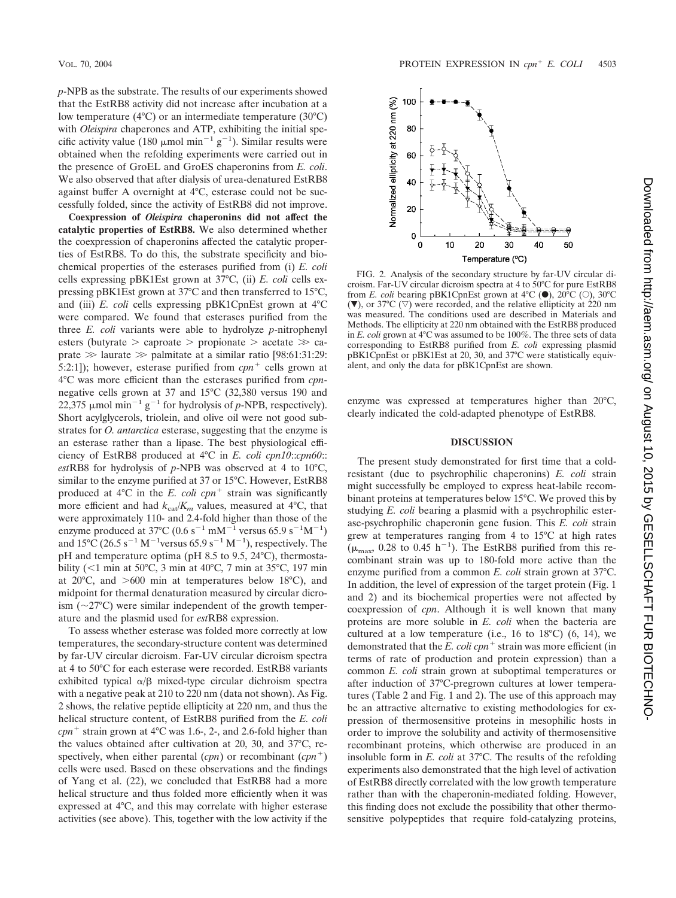*p*-NPB as the substrate. The results of our experiments showed that the EstRB8 activity did not increase after incubation at a low temperature (4°C) or an intermediate temperature (30°C) with *Oleispira* chaperones and ATP, exhibiting the initial specific activity value (180 μmol $\text{min}^{-1}$ $\text{g}^{-1}$). Similar results were obtained when the refolding experiments were carried out in the presence of GroEL and GroES chaperonins from *E. coli*. We also observed that after dialysis of urea-denatured EstRB8 against buffer A overnight at 4°C, esterase could not be successfully folded, since the activity of EstRB8 did not improve.

**Coexpression of *Oleispira* chaperonins did not affect the catalytic properties of EstRB8.** We also determined whether the coexpression of chaperonins affected the catalytic properties of EstRB8. To do this, the substrate specificity and biochemical properties of the esterases purified from (i) *E. coli* cells expressing pBK1Est grown at 37°C, (ii) *E. coli* cells expressing pBK1Est grown at 37°C and then transferred to 15°C, and (iii) *E. coli* cells expressing pBK1CpnEst grown at 4°C were compared. We found that esterases purified from the three *E. coli* variants were able to hydrolyze *p*-nitrophenyl esters (butyrate > caproate > propionate > acetate ≫ caprate ≫ laurate ≫ palmitate at a similar ratio [98:61:31:29:5:2:1]); however, esterase purified from $cpn^+$ cells grown at 4°C was more efficient than the esterases purified from *cpn*-negative cells grown at 37 and 15°C (32,380 versus 190 and 22,375 μmol $\text{min}^{-1}$ $\text{g}^{-1}$ for hydrolysis of *p*-NPB, respectively). Short acylglycerols, triolein, and olive oil were not good substrates for *O. antarctica* esterase, suggesting that the enzyme is an esterase rather than a lipase. The best physiological efficiency of EstRB8 produced at 4°C in *E. coli cpn10*::*cpn60*::*est*RB8 for hydrolysis of *p*-NPB was observed at 4 to 10°C, similar to the enzyme purified at 37 or 15°C. However, EstRB8 produced at 4°C in the *E. coli* $cpn^+$ strain was significantly more efficient and had $k_{cat}/K_m$ values, measured at 4°C, that were approximately 110- and 2.4-fold higher than those of the enzyme produced at 37°C (0.6 $\text{s}^{-1}$ $\text{mM}^{-1}$ versus 65.9 $\text{s}^{-1}\text{M}^{-1}$) and 15°C (26.5 $\text{s}^{-1}$ $\text{M}^{-1}$versus 65.9 $\text{s}^{-1}$ $\text{M}^{-1}$), respectively. The pH and temperature optima (pH 8.5 to 9.5, 24°C), thermostability (<1 min at 50°C, 3 min at 40°C, 7 min at 35°C, 197 min at 20°C, and >600 min at temperatures below 18°C), and midpoint for thermal denaturation measured by circular dicroism (~27°C) were similar independent of the growth temperature and the plasmid used for *est*RB8 expression.

To assess whether esterase was folded more correctly at low temperatures, the secondary-structure content was determined by far-UV circular dicroism. Far-UV circular dicroism spectra at 4 to 50°C for each esterase were recorded. EstRB8 variants exhibited typical α/β mixed-type circular dichroism spectra with a negative peak at 210 to 220 nm (data not shown). As Fig. 2 shows, the relative peptide ellipticity at 220 nm, and thus the helical structure content, of EstRB8 purified from the *E. coli* $cpn^+$ strain grown at 4°C was 1.6-, 2-, and 2.6-fold higher than the values obtained after cultivation at 20, 30, and 37°C, respectively, when either parental (*cpn*) or recombinant ($cpn^+$) cells were used. Based on these observations and the findings of Yang et al. (22), we concluded that EstRB8 had a more helical structure and thus folded more efficiently when it was expressed at 4°C, and this may correlate with higher esterase activities (see above). This, together with the low activity if the enzyme was expressed at temperatures higher than 20°C, clearly indicated the cold-adapted phenotype of EstRB8.

FIG. 2. Analysis of the secondary structure by far-UV circular dicroism. Far-UV circular dicroism spectra at 4 to 50°C for pure EstRB8 from *E. coli* bearing pBK1CpnEst grown at 4°C (●), 20°C (○), 30°C (▼), or 37°C (▽) were recorded, and the relative ellipticity at 220 nm was measured. The conditions used are described in Materials and Methods. The ellipticity at 220 nm obtained with the EstRB8 produced in *E. coli* grown at 4°C was assumed to be 100%. The three sets of data corresponding to EstRB8 purified from *E. coli* expressing plasmid pBK1CpnEst or pBK1Est at 20, 30, and 37°C were statistically equivalent, and only the data for pBK1CpnEst are shown.

## DISCUSSION

The present study demonstrated for first time that a cold-resistant (due to psychrophilic chaperonins) *E. coli* strain might successfully be employed to express heat-labile recombinant proteins at temperatures below 15°C. We proved this by studying *E. coli* bearing a plasmid with a psychrophilic esterase-psychrophilic chaperonin gene fusion. This *E. coli* strain grew at temperatures ranging from 4 to 15°C at high rates ($\mu_{max}$, 0.28 to 0.45 $\text{h}^{-1}$). The EstRB8 purified from this recombinant strain was up to 180-fold more active than the enzyme purified from a common *E. coli* strain grown at 37°C. In addition, the level of expression of the target protein (Fig. 1 and 2) and its biochemical properties were not affected by coexpression of *cpn*. Although it is well known that many proteins are more soluble in *E. coli* when the bacteria are cultured at a low temperature (i.e., 16 to 18°C) (6, 14), we demonstrated that the *E. coli* $cpn^+$ strain was more efficient (in terms of rate of production and protein expression) than a common *E. coli* strain grown at suboptimal temperatures or after induction of 37°C-pregrown cultures at lower temperatures (Table 2 and Fig. 1 and 2). The use of this approach may be an attractive alternative to existing methodologies for expression of thermosensitive proteins in mesophilic hosts in order to improve the solubility and activity of thermosensitive recombinant proteins, which otherwise are produced in an insoluble form in *E. coli* at 37°C. The results of the refolding experiments also demonstrated that the high level of activation of EstRB8 directly correlated with the low growth temperature rather than with the chaperonin-mediated folding. However, this finding does not exclude the possibility that other thermosensitive polypeptides that require fold-catalyzing proteins,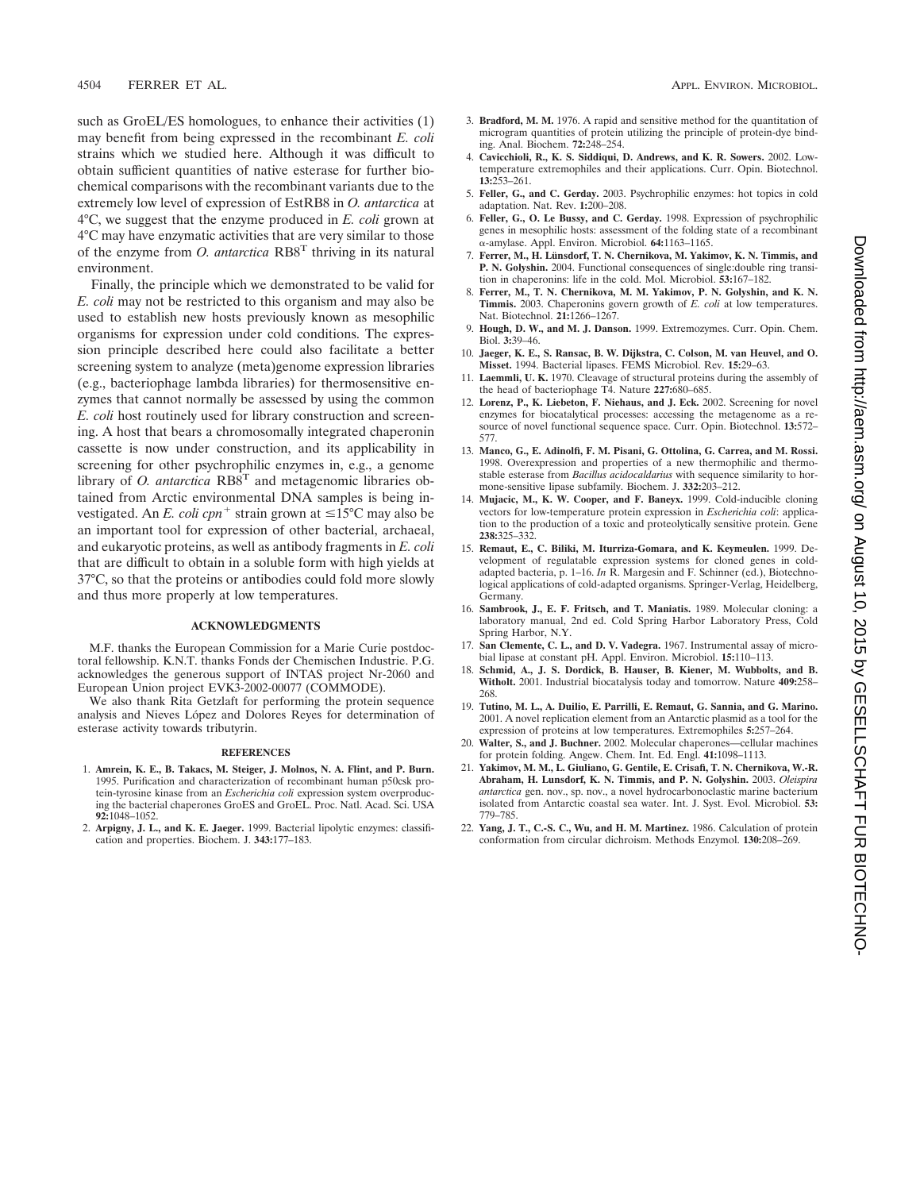such as GroEL/ES homologues, to enhance their activities (1) may benefit from being expressed in the recombinant *E. coli* strains which we studied here. Although it was difficult to obtain sufficient quantities of native esterase for further biochemical comparisons with the recombinant variants due to the extremely low level of expression of EstRB8 in *O. antarctica* at 4°C, we suggest that the enzyme produced in *E. coli* grown at 4°C may have enzymatic activities that are very similar to those of the enzyme from *O. antarctica* RB8$^T$ thriving in its natural environment.

Finally, the principle which we demonstrated to be valid for *E. coli* may not be restricted to this organism and may also be used to establish new hosts previously known as mesophilic organisms for expression under cold conditions. The expression principle described here could also facilitate a better screening system to analyze (meta)genome expression libraries (e.g., bacteriophage lambda libraries) for thermosensitive enzymes that cannot normally be assessed by using the common *E. coli* host routinely used for library construction and screening. A host that bears a chromosomally integrated chaperonin cassette is now under construction, and its applicability in screening for other psychrophilic enzymes in, e.g., a genome library of *O. antarctica* RB8$^T$ and metagenomic libraries obtained from Arctic environmental DNA samples is being investigated. An *E. coli cpn*$^+$ strain grown at ≤15°C may also be an important tool for expression of other bacterial, archaeal, and eukaryotic proteins, as well as antibody fragments in *E. coli* that are difficult to obtain in a soluble form with high yields at 37°C, so that the proteins or antibodies could fold more slowly and thus more properly at low temperatures.

## ACKNOWLEDGMENTS

M.F. thanks the European Commission for a Marie Curie postdoctoral fellowship. K.N.T. thanks Fonds der Chemischen Industrie. P.G. acknowledges the generous support of INTAS project Nr-2060 and European Union project EVK3-2002-00077 (COMMODE).

We also thank Rita Getzlaft for performing the protein sequence analysis and Nieves López and Dolores Reyes for determination of esterase activity towards tributyrin.

## REFERENCES

1. **Amrein, K. E., B. Takacs, M. Steiger, J. Molnos, N. A. Flint, and P. Burn.** 1995. Purification and characterization of recombinant human p50csk protein-tyrosine kinase from an *Escherichia coli* expression system overproducing the bacterial chaperones GroES and GroEL. Proc. Natl. Acad. Sci. USA **92:**1048–1052.
2. **Arpigny, J. L., and K. E. Jaeger.** 1999. Bacterial lipolytic enzymes: classification and properties. Biochem. J. **343:**177–183.
3. **Bradford, M. M.** 1976. A rapid and sensitive method for the quantitation of microgram quantities of protein utilizing the principle of protein-dye binding. Anal. Biochem. **72:**248–254.
4. **Cavicchioli, R., K. S. Siddiqui, D. Andrews, and K. R. Sowers.** 2002. Low-temperature extremophiles and their applications. Curr. Opin. Biotechnol. **13:**253–261.
5. **Feller, G., and C. Gerday.** 2003. Psychrophilic enzymes: hot topics in cold adaptation. Nat. Rev. **1:**200–208.
6. **Feller, G., O. Le Bussy, and C. Gerday.** 1998. Expression of psychrophilic genes in mesophilic hosts: assessment of the folding state of a recombinant α-amylase. Appl. Environ. Microbiol. **64:**1163–1165.
7. **Ferrer, M., H. Lünsdorf, T. N. Chernikova, M. Yakimov, K. N. Timmis, and P. N. Golyshin.** 2004. Functional consequences of single:double ring transition in chaperonins: life in the cold. Mol. Microbiol. **53:**167–182.
8. **Ferrer, M., T. N. Chernikova, M. M. Yakimov, P. N. Golyshin, and K. N. Timmis.** 2003. Chaperonins govern growth of *E. coli* at low temperatures. Nat. Biotechnol. **21:**1266–1267.
9. **Hough, D. W., and M. J. Danson.** 1999. Extremozymes. Curr. Opin. Chem. Biol. **3:**39–46.
10. **Jaeger, K. E., S. Ransac, B. W. Dijkstra, C. Colson, M. van Heuvel, and O. Misset.** 1994. Bacterial lipases. FEMS Microbiol. Rev. **15:**29–63.
11. **Laemmli, U. K.** 1970. Cleavage of structural proteins during the assembly of the head of bacteriophage T4. Nature **227:**680–685.
12. **Lorenz, P., K. Liebeton, F. Niehaus, and J. Eck.** 2002. Screening for novel enzymes for biocatalytical processes: accessing the metagenome as a resource of novel functional sequence space. Curr. Opin. Biotechnol. **13:**572–577.
13. **Manco, G., E. Adinolfi, F. M. Pisani, G. Ottolina, G. Carrea, and M. Rossi.** 1998. Overexpression and properties of a new thermophilic and thermostable esterase from *Bacillus acidocaldarius* with sequence similarity to hormone-sensitive lipase subfamily. Biochem. J. **332:**203–212.
14. **Mujacic, M., K. W. Cooper, and F. Baneyx.** 1999. Cold-inducible cloning vectors for low-temperature protein expression in *Escherichia coli*: application to the production of a toxic and proteolytically sensitive protein. Gene **238:**325–332.
15. **Remaut, E., C. Biliki, M. Iturriza-Gomara, and K. Keymeulen.** 1999. Development of regulatable expression systems for cloned genes in cold-adapted bacteria, p. 1–16. *In* R. Margesin and F. Schinner (ed.), Biotechnological applications of cold-adapted organisms. Springer-Verlag, Heidelberg, Germany.
16. **Sambrook, J., E. F. Fritsch, and T. Maniatis.** 1989. Molecular cloning: a laboratory manual, 2nd ed. Cold Spring Harbor Laboratory Press, Cold Spring Harbor, N.Y.
17. **San Clemente, C. L., and D. V. Vadegra.** 1967. Instrumental assay of microbial lipase at constant pH. Appl. Environ. Microbiol. **15:**110–113.
18. **Schmid, A., J. S. Dordick, B. Hauser, B. Kiener, M. Wubbolts, and B. Witholt.** 2001. Industrial biocatalysis today and tomorrow. Nature **409:**258–268.
19. **Tutino, M. L., A. Duilio, E. Parrilli, E. Remaut, G. Sannia, and G. Marino.** 2001. A novel replication element from an Antarctic plasmid as a tool for the expression of proteins at low temperatures. Extremophiles **5:**257–264.
20. **Walter, S., and J. Buchner.** 2002. Molecular chaperones—cellular machines for protein folding. Angew. Chem. Int. Ed. Engl. **41:**1098–1113.
21. **Yakimov, M. M., L. Giuliano, G. Gentile, E. Crisafi, T. N. Chernikova, W.-R. Abraham, H. Lunsdorf, K. N. Timmis, and P. N. Golyshin.** 2003. *Oleispira antarctica* gen. nov., sp. nov., a novel hydrocarbonoclastic marine bacterium isolated from Antarctic coastal sea water. Int. J. Syst. Evol. Microbiol. **53:** 779–785.
22. **Yang, J. T., C.-S. C., Wu, and H. M. Martinez.** 1986. Calculation of protein conformation from circular dichroism. Methods Enzymol. **130:**208–269.